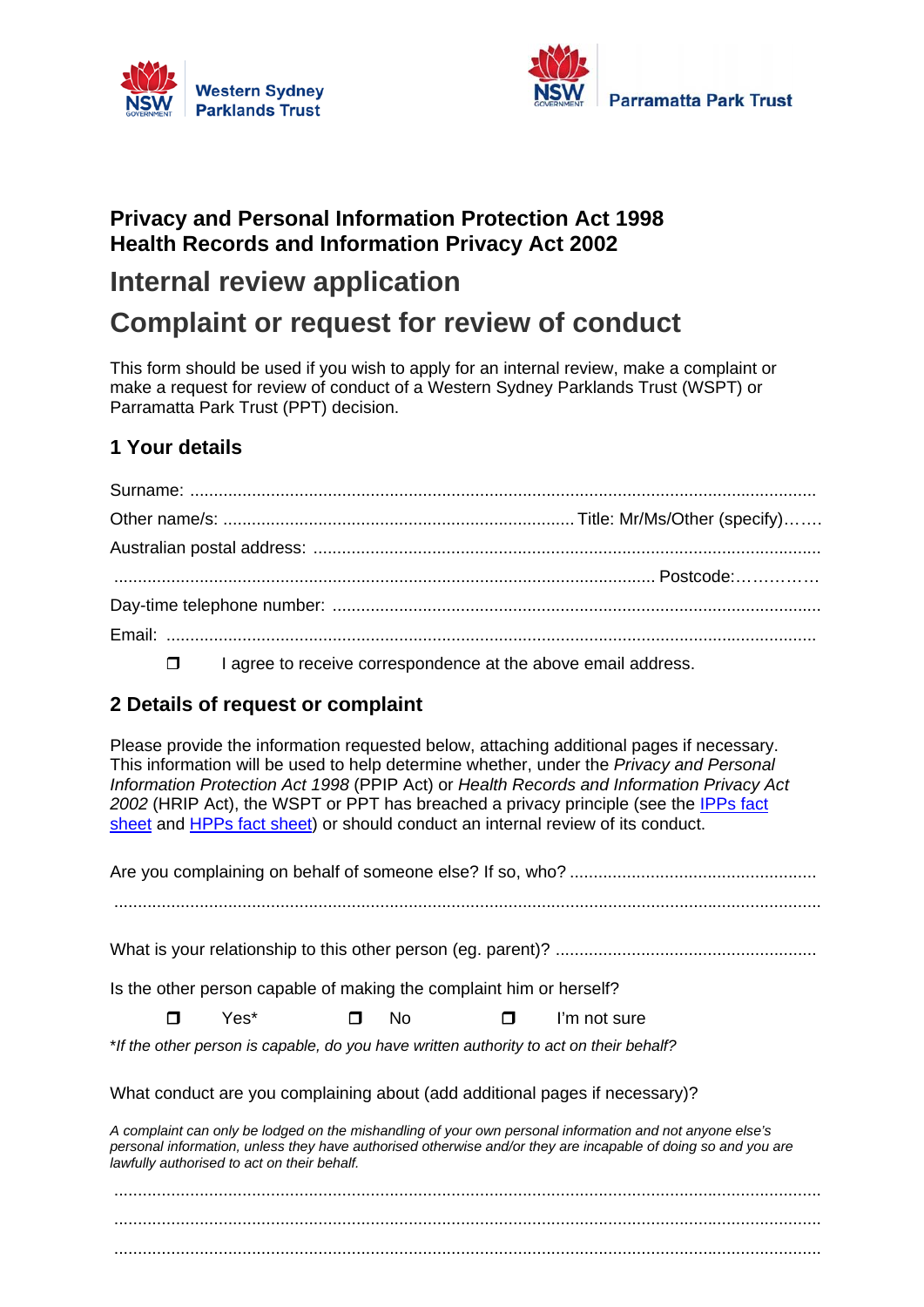Western Sydney Parklands Trust

Parramatta Park Trust

**Privacy and Personal Information Protection Act 1998**
**Health Records and Information Privacy Act 2002**

# Internal review application

# Complaint or request for review of conduct

This form should be used if you wish to apply for an internal review, make a complaint or make a request for review of conduct of a Western Sydney Parklands Trust (WSPT) or Parramatta Park Trust (PPT) decision.

## 1 Your details

Surname: ..................................................................................................................................

Other name/s: ........................................................................... Title: Mr/Ms/Other (specify)…….

Australian postal address: ..........................................................................................................

.................................................................................................................. Postcode:……………

Day-time telephone number: ......................................................................................................

Email: ..........................................................................................................................................

❐ I agree to receive correspondence at the above email address.

## 2 Details of request or complaint

Please provide the information requested below, attaching additional pages if necessary. This information will be used to help determine whether, under the *Privacy and Personal Information Protection Act 1998* (PPIP Act) or *Health Records and Information Privacy Act 2002* (HRIP Act), the WSPT or PPT has breached a privacy principle (see the [IPPs fact sheet]() and [HPPs fact sheet]()) or should conduct an internal review of its conduct.

Are you complaining on behalf of someone else? If so, who? ...................................................

.....................................................................................................................................................

What is your relationship to this other person (eg. parent)? ......................................................

Is the other person capable of making the complaint him or herself?

❐ Yes* ❐ No ❐ I'm not sure

**If the other person is capable, do you have written authority to act on their behalf?*

What conduct are you complaining about (add additional pages if necessary)?

*A complaint can only be lodged on the mishandling of your own personal information and not anyone else's personal information, unless they have authorised otherwise and/or they are incapable of doing so and you are lawfully authorised to act on their behalf.*

.....................................................................................................................................................

.....................................................................................................................................................

.....................................................................................................................................................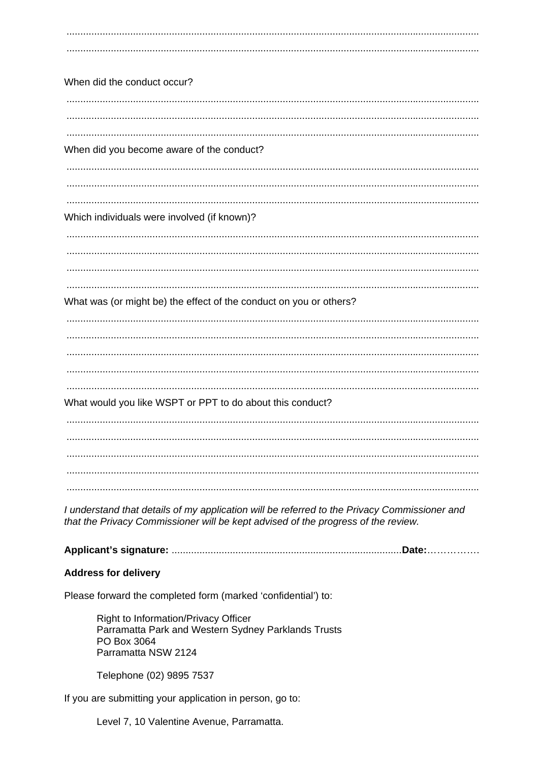....................................................................................................................................................

....................................................................................................................................................

When did the conduct occur?

....................................................................................................................................................

....................................................................................................................................................

....................................................................................................................................................

When did you become aware of the conduct?

....................................................................................................................................................

....................................................................................................................................................

....................................................................................................................................................

Which individuals were involved (if known)?

....................................................................................................................................................

....................................................................................................................................................

....................................................................................................................................................

....................................................................................................................................................

What was (or might be) the effect of the conduct on you or others?

....................................................................................................................................................

....................................................................................................................................................

....................................................................................................................................................

....................................................................................................................................................

....................................................................................................................................................

What would you like WSPT or PPT to do about this conduct?

....................................................................................................................................................

....................................................................................................................................................

....................................................................................................................................................

....................................................................................................................................................

....................................................................................................................................................

*I understand that details of my application will be referred to the Privacy Commissioner and that the Privacy Commissioner will be kept advised of the progress of the review.*

**Applicant's signature:** ..................................................................................**Date:**……………

**Address for delivery**

Please forward the completed form (marked 'confidential') to:

Right to Information/Privacy Officer
Parramatta Park and Western Sydney Parklands Trusts
PO Box 3064
Parramatta NSW 2124

Telephone (02) 9895 7537

If you are submitting your application in person, go to:

Level 7, 10 Valentine Avenue, Parramatta.